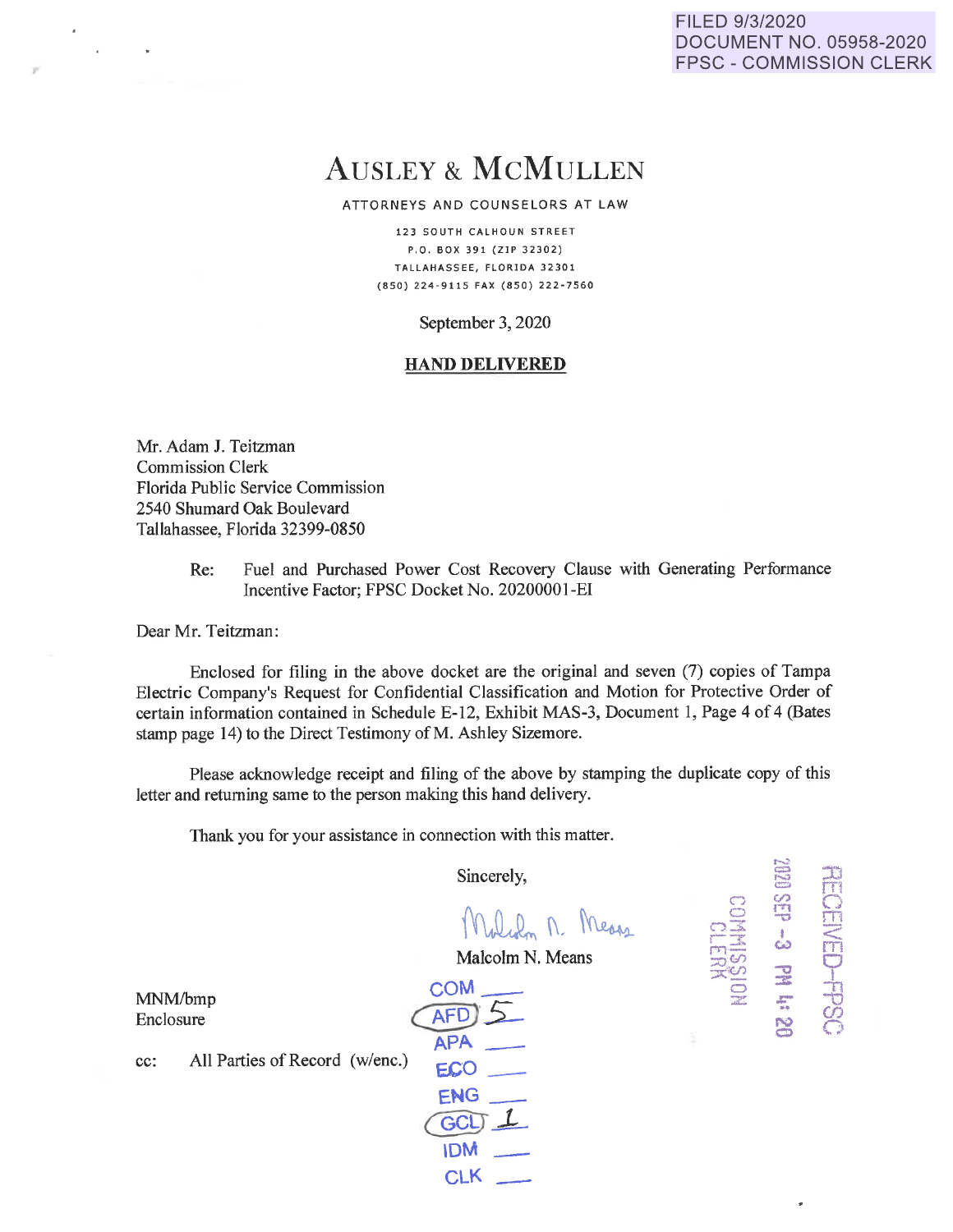FILED 9/3/2020
DOCUMENT NO. 05958-2020
FPSC - COMMISSION CLERK

# AUSLEY & MCMULLEN

ATTORNEYS AND COUNSELORS AT LAW

123 SOUTH CALHOUN STREET
P.O. BOX 391 (ZIP 32302)
TALLAHASSEE, FLORIDA 32301
(850) 224-9115 FAX (850) 222-7560

September 3, 2020

**HAND DELIVERED**

Mr. Adam J. Teitzman
Commission Clerk
Florida Public Service Commission
2540 Shumard Oak Boulevard
Tallahassee, Florida 32399-0850

Re: Fuel and Purchased Power Cost Recovery Clause with Generating Performance Incentive Factor; FPSC Docket No. 20200001-EI

Dear Mr. Teitzman:

Enclosed for filing in the above docket are the original and seven (7) copies of Tampa Electric Company's Request for Confidential Classification and Motion for Protective Order of certain information contained in Schedule E-12, Exhibit MAS-3, Document 1, Page 4 of 4 (Bates stamp page 14) to the Direct Testimony of M. Ashley Sizemore.

Please acknowledge receipt and filing of the above by stamping the duplicate copy of this letter and returning same to the person making this hand delivery.

Thank you for your assistance in connection with this matter.

Sincerely,

Malcolm N. Means

Malcolm N. Means

MNM/bmp
Enclosure

cc: All Parties of Record (w/enc.)

RECEIVED-FPSC
2020 SEP -3 PM 4:20
COMMISSION CLERK

COM ___
AFD 5
APA ___
ECO ___
ENG ___
GCL 1
IDM ___
CLK ___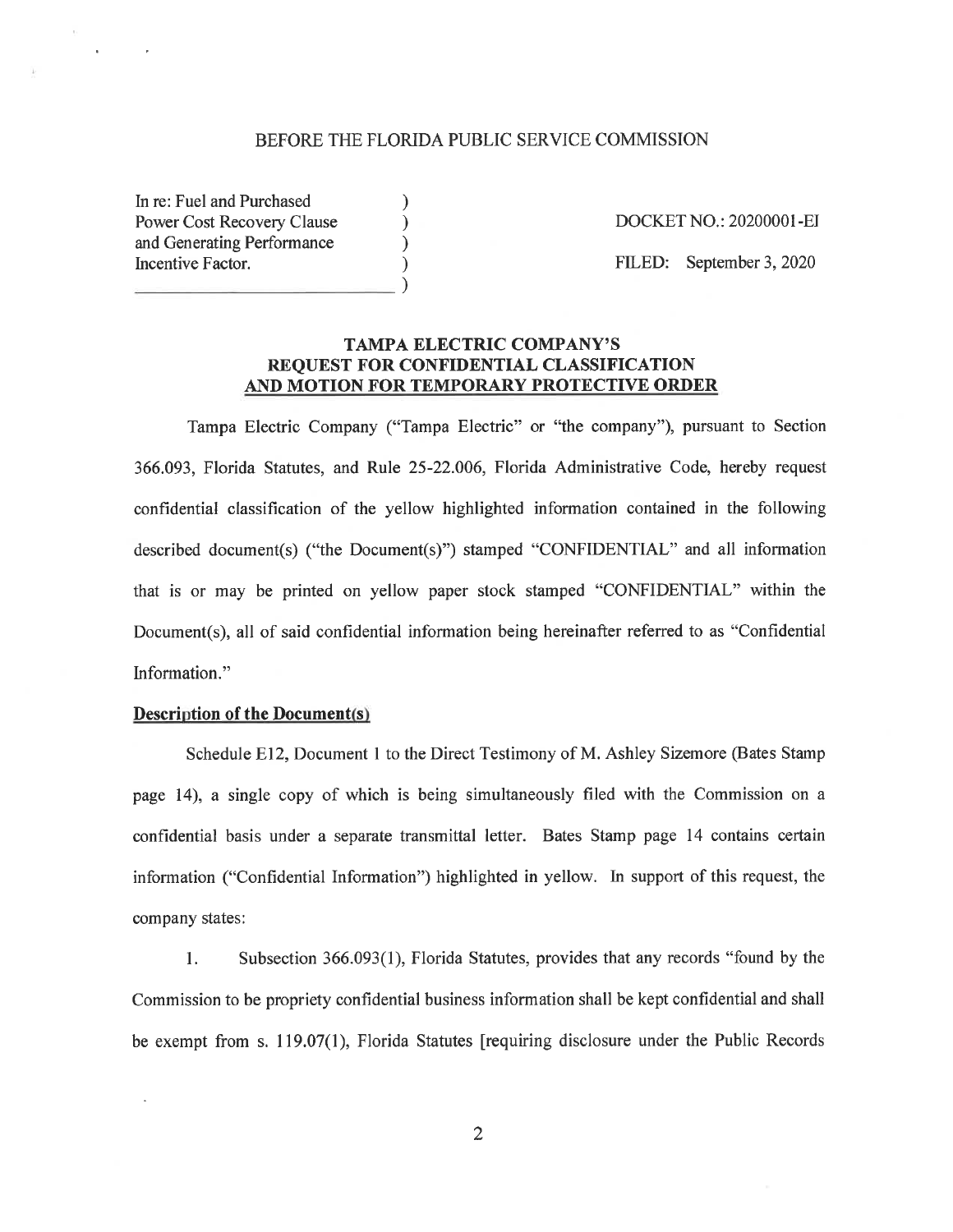BEFORE THE FLORIDA PUBLIC SERVICE COMMISSION

| | | |
|---|---|---|
| In re: Fuel and Purchased Power Cost Recovery Clause and Generating Performance Incentive Factor. | ) | DOCKET NO.: 20200001-EI |
| | ) | FILED: September 3, 2020 |

**TAMPA ELECTRIC COMPANY'S REQUEST FOR CONFIDENTIAL CLASSIFICATION AND MOTION FOR TEMPORARY PROTECTIVE ORDER**

Tampa Electric Company ("Tampa Electric" or "the company"), pursuant to Section 366.093, Florida Statutes, and Rule 25-22.006, Florida Administrative Code, hereby request confidential classification of the yellow highlighted information contained in the following described document(s) ("the Document(s)") stamped "CONFIDENTIAL" and all information that is or may be printed on yellow paper stock stamped "CONFIDENTIAL" within the Document(s), all of said confidential information being hereinafter referred to as "Confidential Information."

**Description of the Document(s)**

Schedule E12, Document 1 to the Direct Testimony of M. Ashley Sizemore (Bates Stamp page 14), a single copy of which is being simultaneously filed with the Commission on a confidential basis under a separate transmittal letter. Bates Stamp page 14 contains certain information ("Confidential Information") highlighted in yellow. In support of this request, the company states:

1. Subsection 366.093(1), Florida Statutes, provides that any records "found by the Commission to be propriety confidential business information shall be kept confidential and shall be exempt from s. 119.07(1), Florida Statutes [requiring disclosure under the Public Records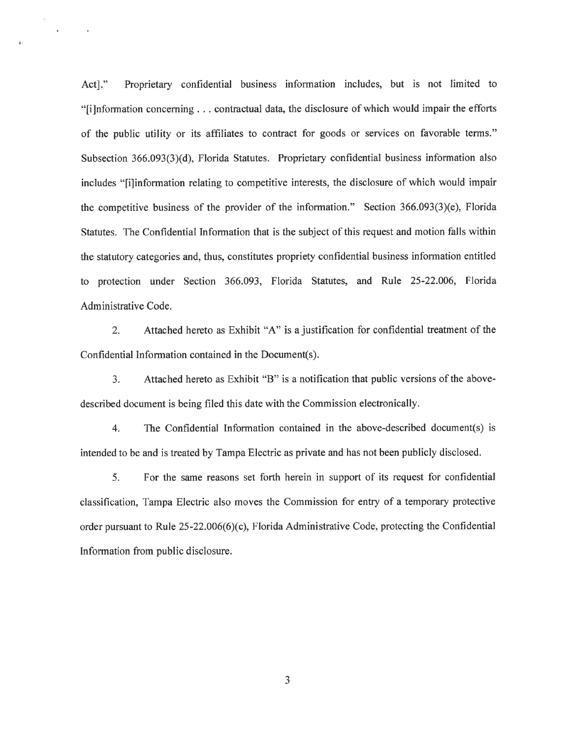Act]." Proprietary confidential business information includes, but is not limited to "[i]nformation concerning . . . contractual data, the disclosure of which would impair the efforts of the public utility or its affiliates to contract for goods or services on favorable terms." Subsection 366.093(3)(d), Florida Statutes. Proprietary confidential business information also includes "[i]information relating to competitive interests, the disclosure of which would impair the competitive business of the provider of the information." Section 366.093(3)(e), Florida Statutes. The Confidential Information that is the subject of this request and motion falls within the statutory categories and, thus, constitutes propriety confidential business information entitled to protection under Section 366.093, Florida Statutes, and Rule 25-22.006, Florida Administrative Code.

2. Attached hereto as Exhibit "A" is a justification for confidential treatment of the Confidential Information contained in the Document(s).

3. Attached hereto as Exhibit "B" is a notification that public versions of the above-described document is being filed this date with the Commission electronically.

4. The Confidential Information contained in the above-described document(s) is intended to be and is treated by Tampa Electric as private and has not been publicly disclosed.

5. For the same reasons set forth herein in support of its request for confidential classification, Tampa Electric also moves the Commission for entry of a temporary protective order pursuant to Rule 25-22.006(6)(c), Florida Administrative Code, protecting the Confidential Information from public disclosure.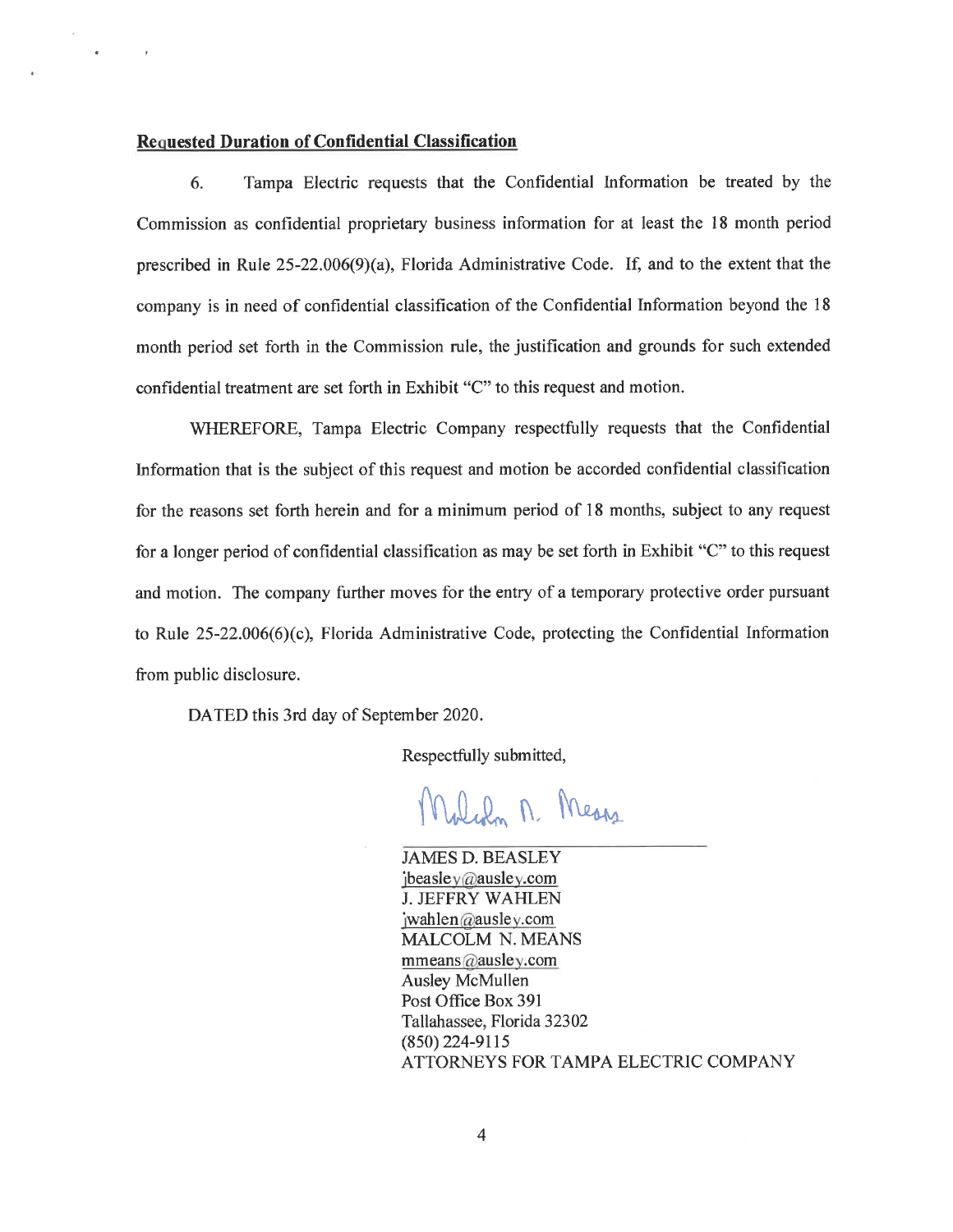**Requested Duration of Confidential Classification**

6. Tampa Electric requests that the Confidential Information be treated by the Commission as confidential proprietary business information for at least the 18 month period prescribed in Rule 25-22.006(9)(a), Florida Administrative Code. If, and to the extent that the company is in need of confidential classification of the Confidential Information beyond the 18 month period set forth in the Commission rule, the justification and grounds for such extended confidential treatment are set forth in Exhibit "C" to this request and motion.

WHEREFORE, Tampa Electric Company respectfully requests that the Confidential Information that is the subject of this request and motion be accorded confidential classification for the reasons set forth herein and for a minimum period of 18 months, subject to any request for a longer period of confidential classification as may be set forth in Exhibit "C" to this request and motion. The company further moves for the entry of a temporary protective order pursuant to Rule 25-22.006(6)(c), Florida Administrative Code, protecting the Confidential Information from public disclosure.

DATED this 3rd day of September 2020.

Respectfully submitted,

Malcolm N. Means

JAMES D. BEASLEY
jbeasley@ausley.com
J. JEFFRY WAHLEN
jwahlen@ausley.com
MALCOLM N. MEANS
mmeans@ausley.com
Ausley McMullen
Post Office Box 391
Tallahassee, Florida 32302
(850) 224-9115
ATTORNEYS FOR TAMPA ELECTRIC COMPANY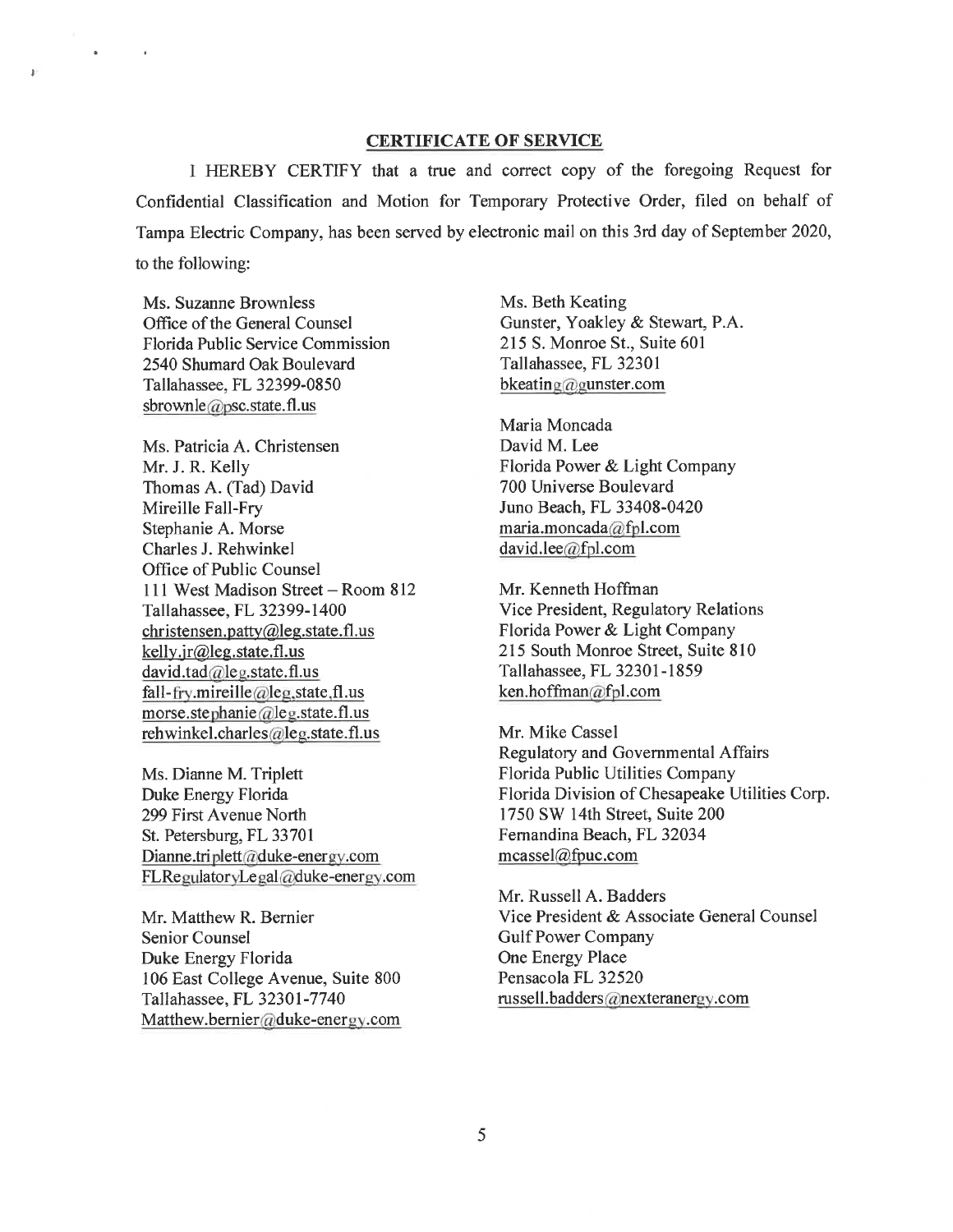## CERTIFICATE OF SERVICE

I HEREBY CERTIFY that a true and correct copy of the foregoing Request for Confidential Classification and Motion for Temporary Protective Order, filed on behalf of Tampa Electric Company, has been served by electronic mail on this 3rd day of September 2020, to the following:

Ms. Suzanne Brownless
Office of the General Counsel
Florida Public Service Commission
2540 Shumard Oak Boulevard
Tallahassee, FL 32399-0850
sbrownle@psc.state.fl.us

Ms. Patricia A. Christensen
Mr. J. R. Kelly
Thomas A. (Tad) David
Mireille Fall-Fry
Stephanie A. Morse
Charles J. Rehwinkel
Office of Public Counsel
111 West Madison Street – Room 812
Tallahassee, FL 32399-1400
christensen.patty@leg.state.fl.us
kelly.jr@leg.state.fl.us
david.tad@leg.state.fl.us
fall-fry.mireille@leg.state.fl.us
morse.stephanie@leg.state.fl.us
rehwinkel.charles@leg.state.fl.us

Ms. Dianne M. Triplett
Duke Energy Florida
299 First Avenue North
St. Petersburg, FL 33701
Dianne.triplett@duke-energy.com
FLRegulatoryLegal@duke-energy.com

Mr. Matthew R. Bernier
Senior Counsel
Duke Energy Florida
106 East College Avenue, Suite 800
Tallahassee, FL 32301-7740
Matthew.bernier@duke-energy.com

Ms. Beth Keating
Gunster, Yoakley & Stewart, P.A.
215 S. Monroe St., Suite 601
Tallahassee, FL 32301
bkeating@gunster.com

Maria Moncada
David M. Lee
Florida Power & Light Company
700 Universe Boulevard
Juno Beach, FL 33408-0420
maria.moncada@fpl.com
david.lee@fpl.com

Mr. Kenneth Hoffman
Vice President, Regulatory Relations
Florida Power & Light Company
215 South Monroe Street, Suite 810
Tallahassee, FL 32301-1859
ken.hoffman@fpl.com

Mr. Mike Cassel
Regulatory and Governmental Affairs
Florida Public Utilities Company
Florida Division of Chesapeake Utilities Corp.
1750 SW 14th Street, Suite 200
Fernandina Beach, FL 32034
mcassel@fpuc.com

Mr. Russell A. Badders
Vice President & Associate General Counsel
Gulf Power Company
One Energy Place
Pensacola FL 32520
russell.badders@nexteranergy.com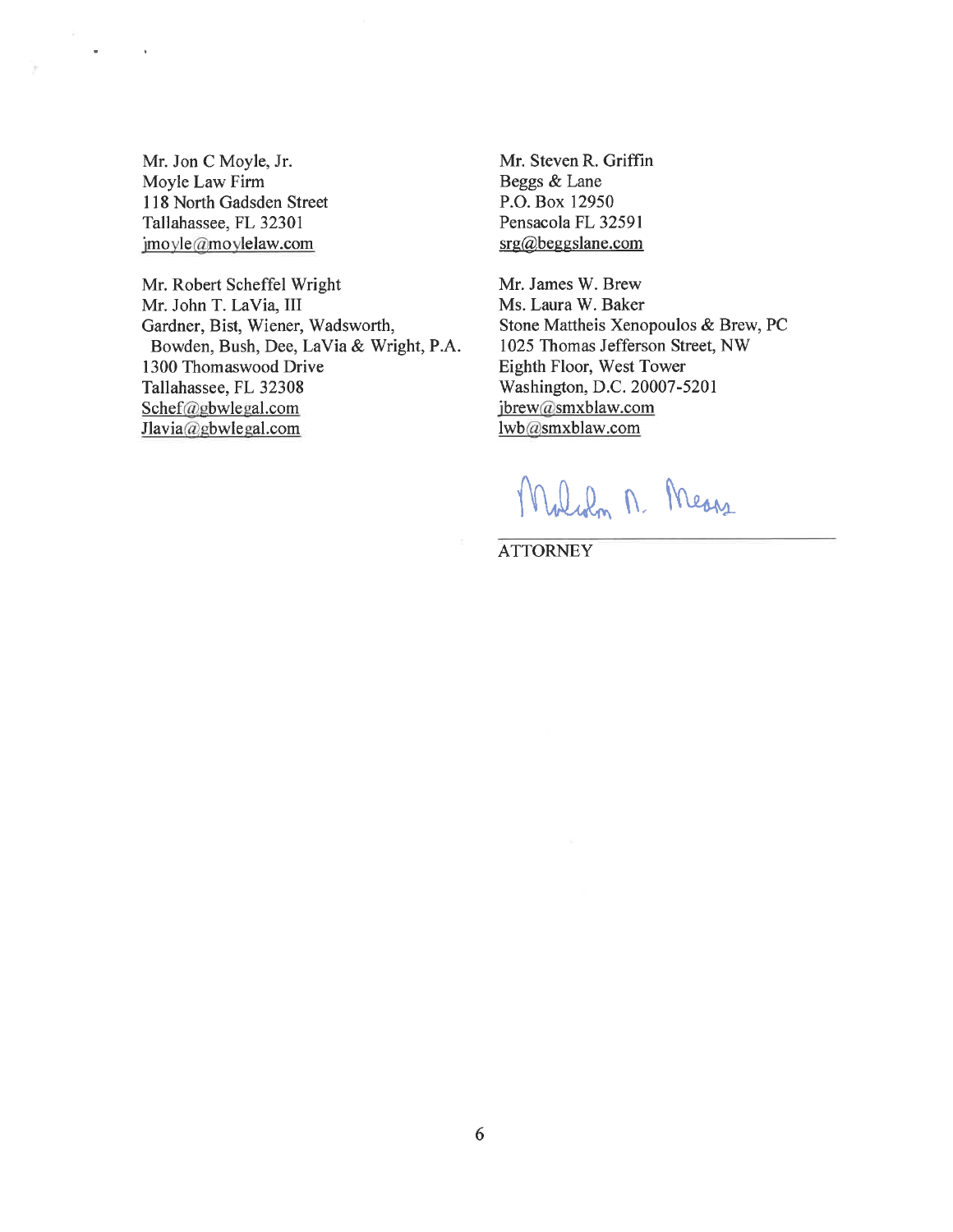Mr. Jon C Moyle, Jr.
Moyle Law Firm
118 North Gadsden Street
Tallahassee, FL 32301
jmoyle@moylelaw.com

Mr. Robert Scheffel Wright
Mr. John T. LaVia, III
Gardner, Bist, Wiener, Wadsworth,
Bowden, Bush, Dee, LaVia & Wright, P.A.
1300 Thomaswood Drive
Tallahassee, FL 32308
Schef@gbwlegal.com
Jlavia@gbwlegal.com

Mr. Steven R. Griffin
Beggs & Lane
P.O. Box 12950
Pensacola FL 32591
srg@beggslane.com

Mr. James W. Brew
Ms. Laura W. Baker
Stone Mattheis Xenopoulos & Brew, PC
1025 Thomas Jefferson Street, NW
Eighth Floor, West Tower
Washington, D.C. 20007-5201
jbrew@smxblaw.com
lwb@smxblaw.com

Malcolm N. Means

ATTORNEY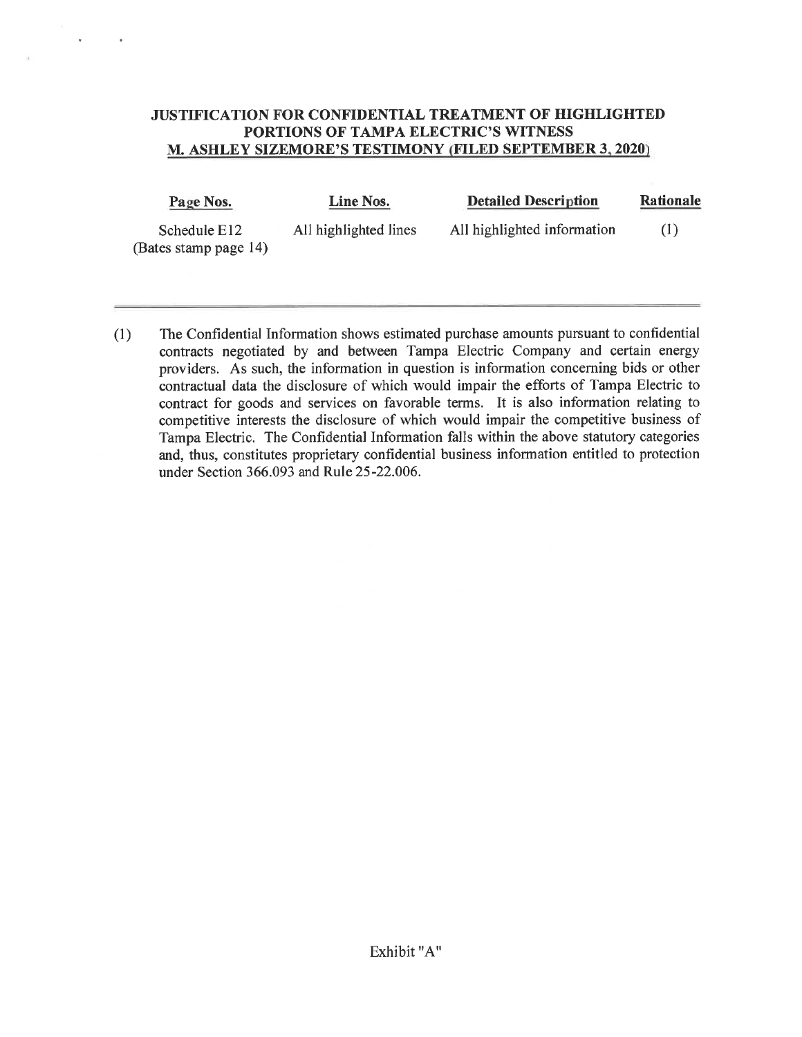## JUSTIFICATION FOR CONFIDENTIAL TREATMENT OF HIGHLIGHTED PORTIONS OF TAMPA ELECTRIC'S WITNESS M. ASHLEY SIZEMORE'S TESTIMONY (FILED SEPTEMBER 3, 2020)

| Page Nos. | Line Nos. | Detailed Description | Rationale |
|---|---|---|---|
| Schedule E12 (Bates stamp page 14) | All highlighted lines | All highlighted information | (1) |

(1) The Confidential Information shows estimated purchase amounts pursuant to confidential contracts negotiated by and between Tampa Electric Company and certain energy providers. As such, the information in question is information concerning bids or other contractual data the disclosure of which would impair the efforts of Tampa Electric to contract for goods and services on favorable terms. It is also information relating to competitive interests the disclosure of which would impair the competitive business of Tampa Electric. The Confidential Information falls within the above statutory categories and, thus, constitutes proprietary confidential business information entitled to protection under Section 366.093 and Rule 25-22.006.

Exhibit "A"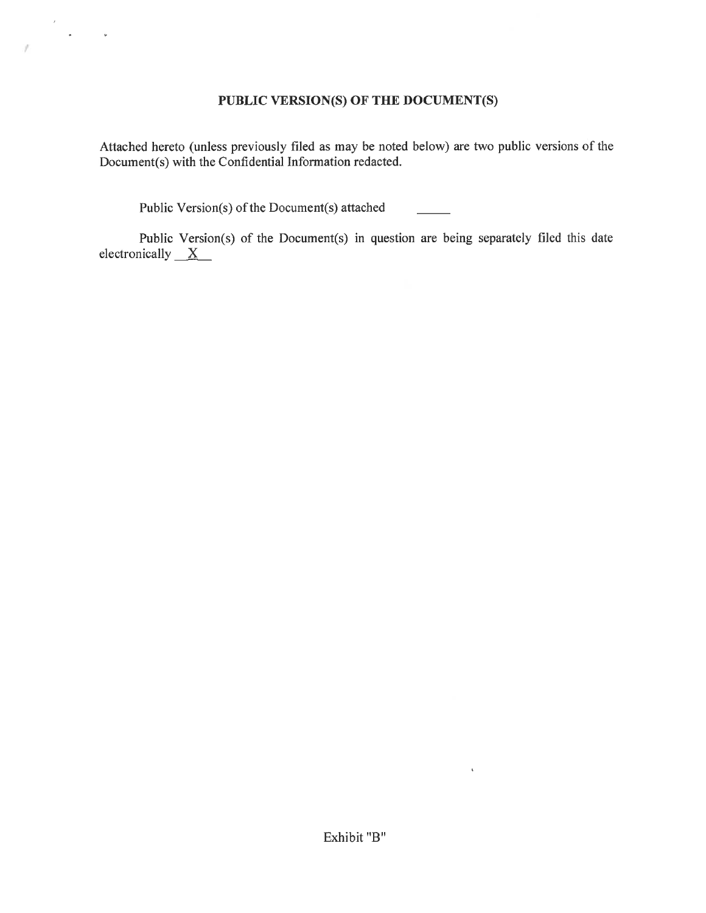**PUBLIC VERSION(S) OF THE DOCUMENT(S)**

Attached hereto (unless previously filed as may be noted below) are two public versions of the Document(s) with the Confidential Information redacted.

Public Version(s) of the Document(s) attached \_\_\_\_\_

Public Version(s) of the Document(s) in question are being separately filed this date electronically \_\_X\_\_

Exhibit "B"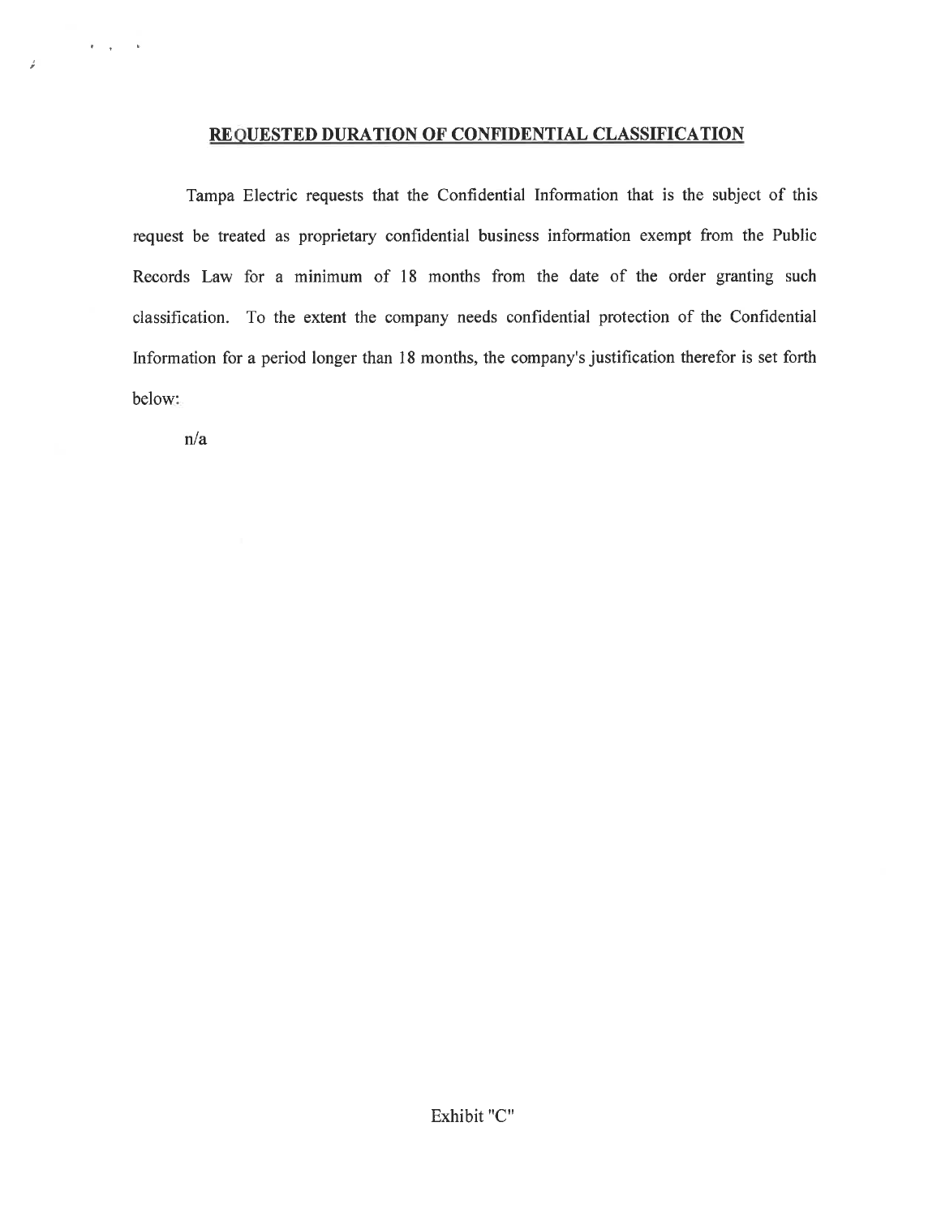## **REQUESTED DURATION OF CONFIDENTIAL CLASSIFICATION**

Tampa Electric requests that the Confidential Information that is the subject of this request be treated as proprietary confidential business information exempt from the Public Records Law for a minimum of 18 months from the date of the order granting such classification. To the extent the company needs confidential protection of the Confidential Information for a period longer than 18 months, the company's justification therefor is set forth below:

n/a

Exhibit "C"